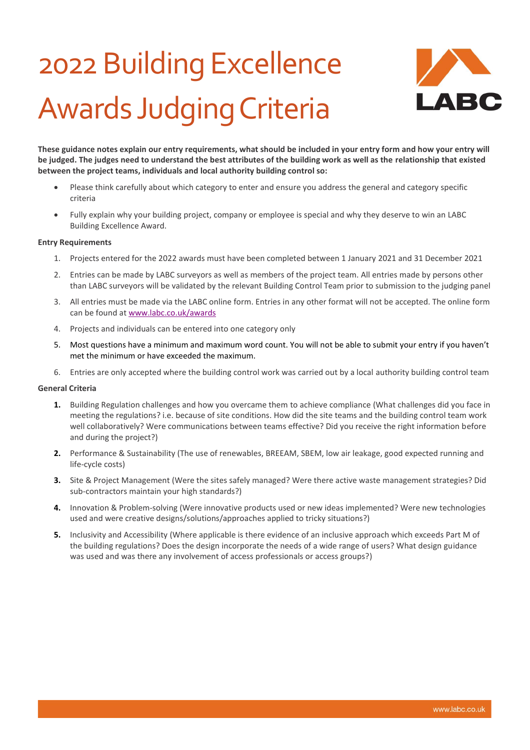# 2022 Building Excellence Awards Judging Criteria

**These guidance notes explain our entry requirements, what should be included in your entry form and how your entry will be judged. The judges need to understand the best attributes of the building work as well as the relationship that existed between the project teams, individuals and local authority building control so:**

- Please think carefully about which category to enter and ensure you address the general and category specific criteria
- Fully explain why your building project, company or employee is special and why they deserve to win an LABC Building Excellence Award.

**Entry Requirements**

1. Projects entered for the 2022 awards must have been completed between 1 January 2021 and 31 December 2021
2. Entries can be made by LABC surveyors as well as members of the project team. All entries made by persons other than LABC surveyors will be validated by the relevant Building Control Team prior to submission to the judging panel
3. All entries must be made via the LABC online form. Entries in any other format will not be accepted. The online form can be found at [www.labc.co.uk/awards](www.labc.co.uk/awards)
4. Projects and individuals can be entered into one category only
5. Most questions have a minimum and maximum word count. You will not be able to submit your entry if you haven't met the minimum or have exceeded the maximum.
6. Entries are only accepted where the building control work was carried out by a local authority building control team

**General Criteria**

1. Building Regulation challenges and how you overcame them to achieve compliance (What challenges did you face in meeting the regulations? i.e. because of site conditions. How did the site teams and the building control team work well collaboratively? Were communications between teams effective? Did you receive the right information before and during the project?)
2. Performance & Sustainability (The use of renewables, BREEAM, SBEM, low air leakage, good expected running and life-cycle costs)
3. Site & Project Management (Were the sites safely managed? Were there active waste management strategies? Did sub-contractors maintain your high standards?)
4. Innovation & Problem-solving (Were innovative products used or new ideas implemented? Were new technologies used and were creative designs/solutions/approaches applied to tricky situations?)
5. Inclusivity and Accessibility (Where applicable is there evidence of an inclusive approach which exceeds Part M of the building regulations? Does the design incorporate the needs of a wide range of users? What design guidance was used and was there any involvement of access professionals or access groups?)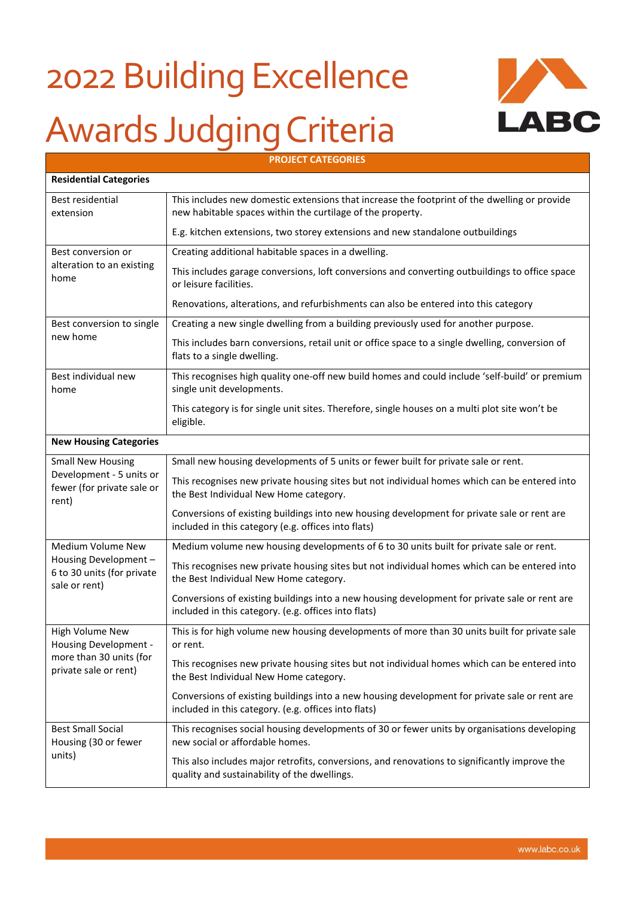# 2022 Building Excellence Awards Judging Criteria

| PROJECT CATEGORIES | |
|---|---|
| **Residential Categories** | |
| Best residential extension | This includes new domestic extensions that increase the footprint of the dwelling or provide new habitable spaces within the curtilage of the property.<br><br>E.g. kitchen extensions, two storey extensions and new standalone outbuildings |
| Best conversion or alteration to an existing home | Creating additional habitable spaces in a dwelling.<br><br>This includes garage conversions, loft conversions and converting outbuildings to office space or leisure facilities.<br><br>Renovations, alterations, and refurbishments can also be entered into this category |
| Best conversion to single new home | Creating a new single dwelling from a building previously used for another purpose.<br><br>This includes barn conversions, retail unit or office space to a single dwelling, conversion of flats to a single dwelling. |
| Best individual new home | This recognises high quality one-off new build homes and could include 'self-build' or premium single unit developments.<br><br>This category is for single unit sites. Therefore, single houses on a multi plot site won't be eligible. |
| **New Housing Categories** | |
| Small New Housing Development - 5 units or fewer (for private sale or rent) | Small new housing developments of 5 units or fewer built for private sale or rent.<br><br>This recognises new private housing sites but not individual homes which can be entered into the Best Individual New Home category.<br><br>Conversions of existing buildings into new housing development for private sale or rent are included in this category (e.g. offices into flats) |
| Medium Volume New Housing Development – 6 to 30 units (for private sale or rent) | Medium volume new housing developments of 6 to 30 units built for private sale or rent.<br><br>This recognises new private housing sites but not individual homes which can be entered into the Best Individual New Home category.<br><br>Conversions of existing buildings into a new housing development for private sale or rent are included in this category. (e.g. offices into flats) |
| High Volume New Housing Development - more than 30 units (for private sale or rent) | This is for high volume new housing developments of more than 30 units built for private sale or rent.<br><br>This recognises new private housing sites but not individual homes which can be entered into the Best Individual New Home category.<br><br>Conversions of existing buildings into a new housing development for private sale or rent are included in this category. (e.g. offices into flats) |
| Best Small Social Housing (30 or fewer units) | This recognises social housing developments of 30 or fewer units by organisations developing new social or affordable homes.<br><br>This also includes major retrofits, conversions, and renovations to significantly improve the quality and sustainability of the dwellings. |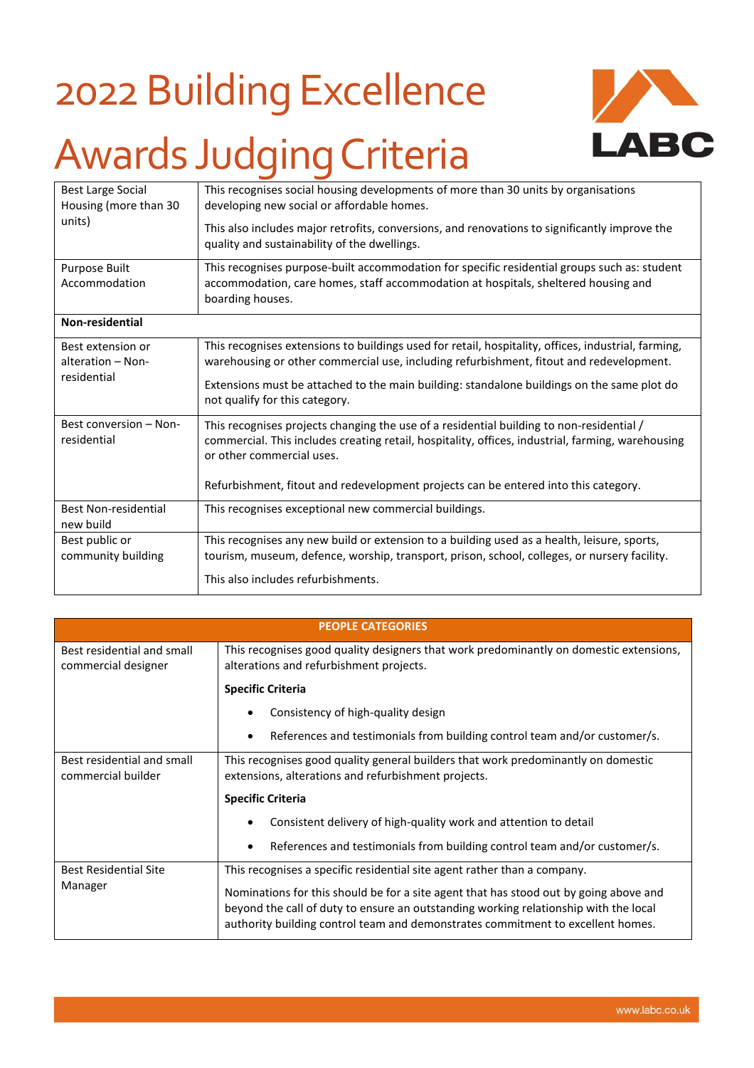# 2022 Building Excellence Awards Judging Criteria

| | |
|---|---|
| Best Large Social Housing (more than 30 units) | This recognises social housing developments of more than 30 units by organisations developing new social or affordable homes.<br><br>This also includes major retrofits, conversions, and renovations to significantly improve the quality and sustainability of the dwellings. |
| Purpose Built Accommodation | This recognises purpose-built accommodation for specific residential groups such as: student accommodation, care homes, staff accommodation at hospitals, sheltered housing and boarding houses. |
| **Non-residential** | |
| Best extension or alteration – Non-residential | This recognises extensions to buildings used for retail, hospitality, offices, industrial, farming, warehousing or other commercial use, including refurbishment, fitout and redevelopment.<br><br>Extensions must be attached to the main building: standalone buildings on the same plot do not qualify for this category. |
| Best conversion – Non-residential | This recognises projects changing the use of a residential building to non-residential / commercial. This includes creating retail, hospitality, offices, industrial, farming, warehousing or other commercial uses.<br><br>Refurbishment, fitout and redevelopment projects can be entered into this category. |
| Best Non-residential new build | This recognises exceptional new commercial buildings. |
| Best public or community building | This recognises any new build or extension to a building used as a health, leisure, sports, tourism, museum, defence, worship, transport, prison, school, colleges, or nursery facility.<br><br>This also includes refurbishments. |

| PEOPLE CATEGORIES | |
|---|---|
| Best residential and small commercial designer | This recognises good quality designers that work predominantly on domestic extensions, alterations and refurbishment projects.<br><br>**Specific Criteria**<br><br>• Consistency of high-quality design<br>• References and testimonials from building control team and/or customer/s. |
| Best residential and small commercial builder | This recognises good quality general builders that work predominantly on domestic extensions, alterations and refurbishment projects.<br><br>**Specific Criteria**<br><br>• Consistent delivery of high-quality work and attention to detail<br>• References and testimonials from building control team and/or customer/s. |
| Best Residential Site Manager | This recognises a specific residential site agent rather than a company.<br><br>Nominations for this should be for a site agent that has stood out by going above and beyond the call of duty to ensure an outstanding working relationship with the local authority building control team and demonstrates commitment to excellent homes. |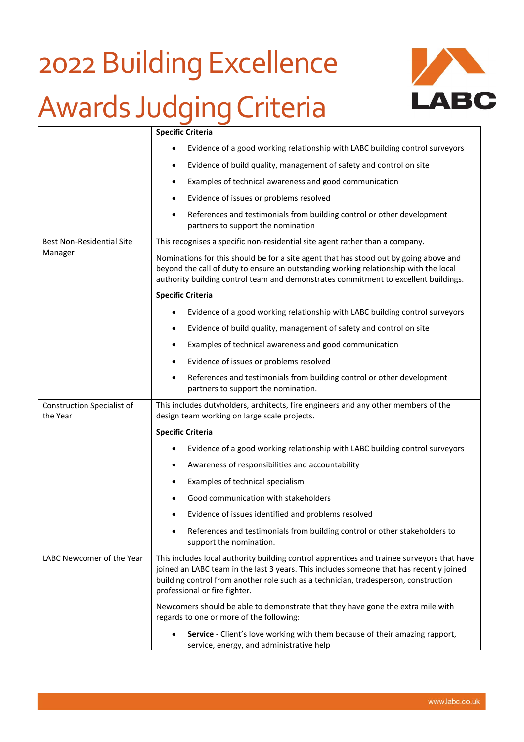# 2022 Building Excellence Awards Judging Criteria

| | |
|---|---|
| | **Specific Criteria**<br>• Evidence of a good working relationship with LABC building control surveyors<br>• Evidence of build quality, management of safety and control on site<br>• Examples of technical awareness and good communication<br>• Evidence of issues or problems resolved<br>• References and testimonials from building control or other development partners to support the nomination |
| Best Non-Residential Site Manager | This recognises a specific non-residential site agent rather than a company.<br><br>Nominations for this should be for a site agent that has stood out by going above and beyond the call of duty to ensure an outstanding working relationship with the local authority building control team and demonstrates commitment to excellent buildings.<br><br>**Specific Criteria**<br>• Evidence of a good working relationship with LABC building control surveyors<br>• Evidence of build quality, management of safety and control on site<br>• Examples of technical awareness and good communication<br>• Evidence of issues or problems resolved<br>• References and testimonials from building control or other development partners to support the nomination. |
| Construction Specialist of the Year | This includes dutyholders, architects, fire engineers and any other members of the design team working on large scale projects.<br><br>**Specific Criteria**<br>• Evidence of a good working relationship with LABC building control surveyors<br>• Awareness of responsibilities and accountability<br>• Examples of technical specialism<br>• Good communication with stakeholders<br>• Evidence of issues identified and problems resolved<br>• References and testimonials from building control or other stakeholders to support the nomination. |
| LABC Newcomer of the Year | This includes local authority building control apprentices and trainee surveyors that have joined an LABC team in the last 3 years. This includes someone that has recently joined building control from another role such as a technician, tradesperson, construction professional or fire fighter.<br><br>Newcomers should be able to demonstrate that they have gone the extra mile with regards to one or more of the following:<br>• **Service** - Client's love working with them because of their amazing rapport, service, energy, and administrative help |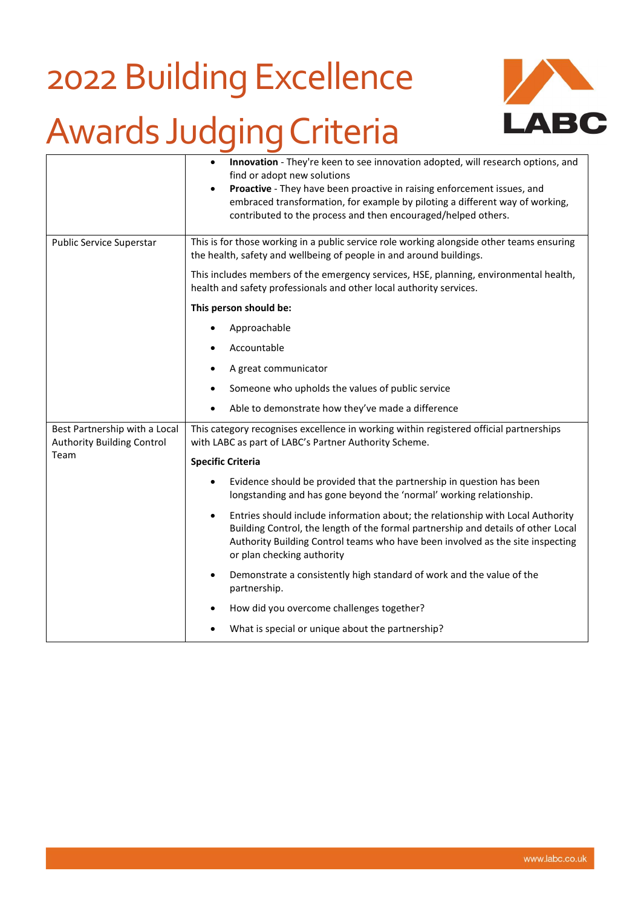# 2022 Building Excellence Awards Judging Criteria

| | |
|---|---|
| | • **Innovation** - They're keen to see innovation adopted, will research options, and find or adopt new solutions<br>• **Proactive** - They have been proactive in raising enforcement issues, and embraced transformation, for example by piloting a different way of working, contributed to the process and then encouraged/helped others. |
| Public Service Superstar | This is for those working in a public service role working alongside other teams ensuring the health, safety and wellbeing of people in and around buildings.<br><br>This includes members of the emergency services, HSE, planning, environmental health, health and safety professionals and other local authority services.<br><br>**This person should be:**<br>• Approachable<br>• Accountable<br>• A great communicator<br>• Someone who upholds the values of public service<br>• Able to demonstrate how they've made a difference |
| Best Partnership with a Local Authority Building Control Team | This category recognises excellence in working within registered official partnerships with LABC as part of LABC's Partner Authority Scheme.<br><br>**Specific Criteria**<br>• Evidence should be provided that the partnership in question has been longstanding and has gone beyond the 'normal' working relationship.<br>• Entries should include information about; the relationship with Local Authority Building Control, the length of the formal partnership and details of other Local Authority Building Control teams who have been involved as the site inspecting or plan checking authority<br>• Demonstrate a consistently high standard of work and the value of the partnership.<br>• How did you overcome challenges together?<br>• What is special or unique about the partnership? |